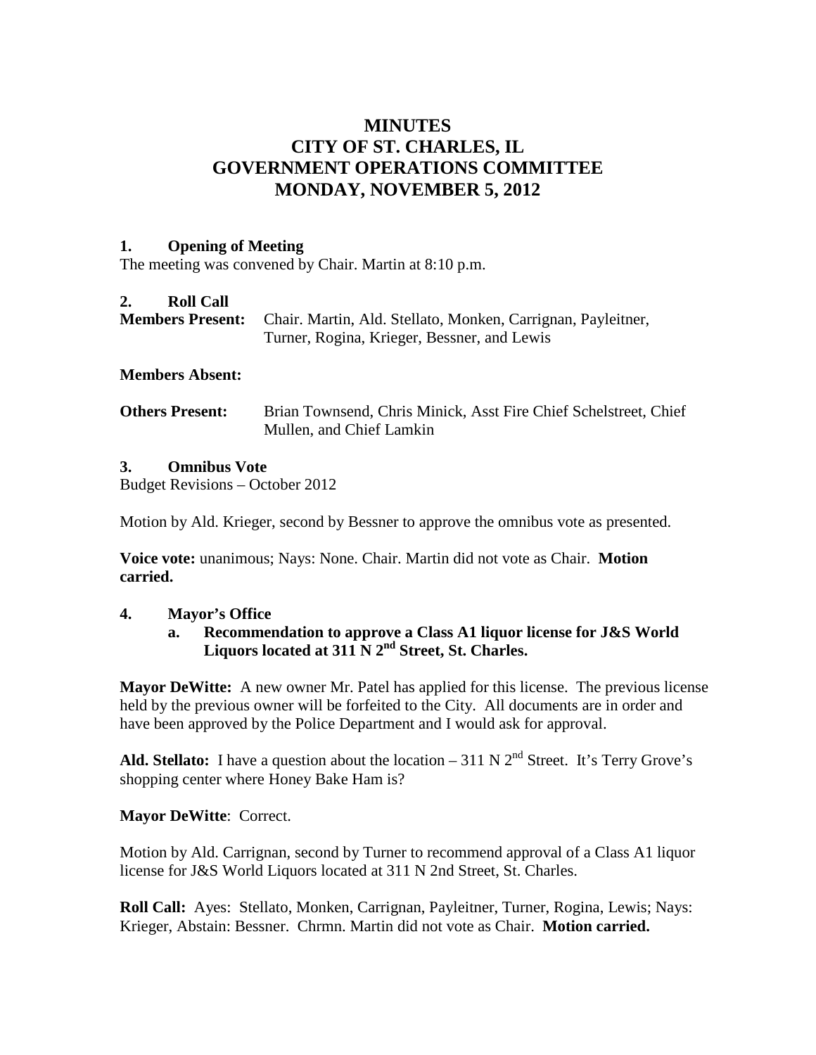# MINUTES
# CITY OF ST. CHARLES, IL
# GOVERNMENT OPERATIONS COMMITTEE
# MONDAY, NOVEMBER 5, 2012

## 1. Opening of Meeting

The meeting was convened by Chair. Martin at 8:10 p.m.

## 2. Roll Call

**Members Present:** Chair. Martin, Ald. Stellato, Monken, Carrignan, Payleitner, Turner, Rogina, Krieger, Bessner, and Lewis

**Members Absent:**

**Others Present:** Brian Townsend, Chris Minick, Asst Fire Chief Schelstreet, Chief Mullen, and Chief Lamkin

## 3. Omnibus Vote

Budget Revisions – October 2012

Motion by Ald. Krieger, second by Bessner to approve the omnibus vote as presented.

**Voice vote:** unanimous; Nays: None. Chair. Martin did not vote as Chair. **Motion carried.**

## 4. Mayor's Office

### a. Recommendation to approve a Class A1 liquor license for J&S World Liquors located at 311 N 2nd Street, St. Charles.

**Mayor DeWitte:** A new owner Mr. Patel has applied for this license. The previous license held by the previous owner will be forfeited to the City. All documents are in order and have been approved by the Police Department and I would ask for approval.

**Ald. Stellato:** I have a question about the location – 311 N 2nd Street. It's Terry Grove's shopping center where Honey Bake Ham is?

**Mayor DeWitte**: Correct.

Motion by Ald. Carrignan, second by Turner to recommend approval of a Class A1 liquor license for J&S World Liquors located at 311 N 2nd Street, St. Charles.

**Roll Call:** Ayes: Stellato, Monken, Carrignan, Payleitner, Turner, Rogina, Lewis; Nays: Krieger, Abstain: Bessner. Chrmn. Martin did not vote as Chair. **Motion carried.**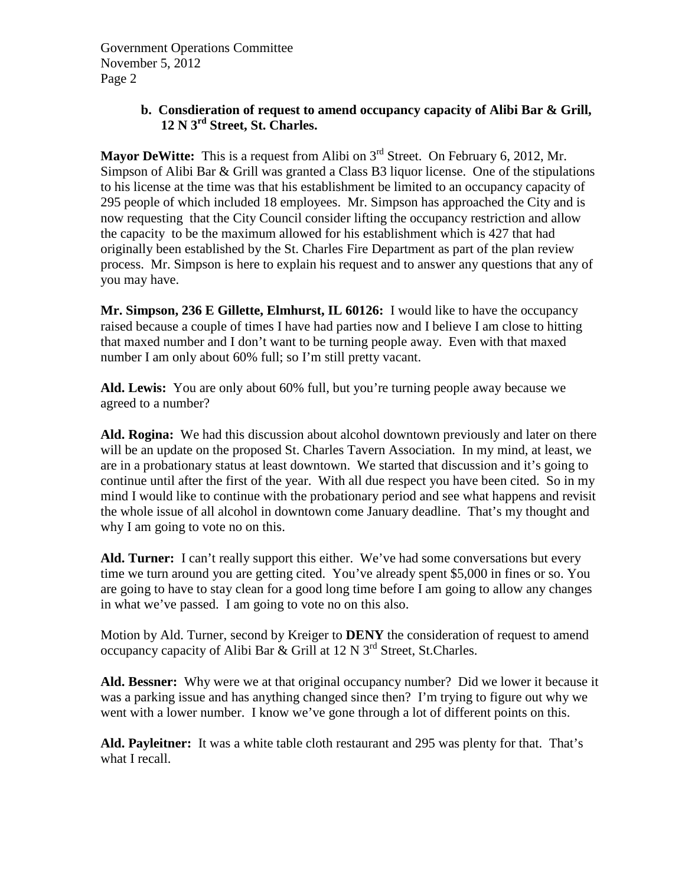**b. Consdieration of request to amend occupancy capacity of Alibi Bar & Grill, 12 N 3rd Street, St. Charles.**

**Mayor DeWitte:** This is a request from Alibi on 3rd Street. On February 6, 2012, Mr. Simpson of Alibi Bar & Grill was granted a Class B3 liquor license. One of the stipulations to his license at the time was that his establishment be limited to an occupancy capacity of 295 people of which included 18 employees. Mr. Simpson has approached the City and is now requesting that the City Council consider lifting the occupancy restriction and allow the capacity to be the maximum allowed for his establishment which is 427 that had originally been established by the St. Charles Fire Department as part of the plan review process. Mr. Simpson is here to explain his request and to answer any questions that any of you may have.

**Mr. Simpson, 236 E Gillette, Elmhurst, IL 60126:** I would like to have the occupancy raised because a couple of times I have had parties now and I believe I am close to hitting that maxed number and I don't want to be turning people away. Even with that maxed number I am only about 60% full; so I'm still pretty vacant.

**Ald. Lewis:** You are only about 60% full, but you're turning people away because we agreed to a number?

**Ald. Rogina:** We had this discussion about alcohol downtown previously and later on there will be an update on the proposed St. Charles Tavern Association. In my mind, at least, we are in a probationary status at least downtown. We started that discussion and it's going to continue until after the first of the year. With all due respect you have been cited. So in my mind I would like to continue with the probationary period and see what happens and revisit the whole issue of all alcohol in downtown come January deadline. That's my thought and why I am going to vote no on this.

**Ald. Turner:** I can't really support this either. We've had some conversations but every time we turn around you are getting cited. You've already spent $5,000 in fines or so. You are going to have to stay clean for a good long time before I am going to allow any changes in what we've passed. I am going to vote no on this also.

Motion by Ald. Turner, second by Kreiger to **DENY** the consideration of request to amend occupancy capacity of Alibi Bar & Grill at 12 N 3rd Street, St.Charles.

**Ald. Bessner:** Why were we at that original occupancy number? Did we lower it because it was a parking issue and has anything changed since then? I'm trying to figure out why we went with a lower number. I know we've gone through a lot of different points on this.

**Ald. Payleitner:** It was a white table cloth restaurant and 295 was plenty for that. That's what I recall.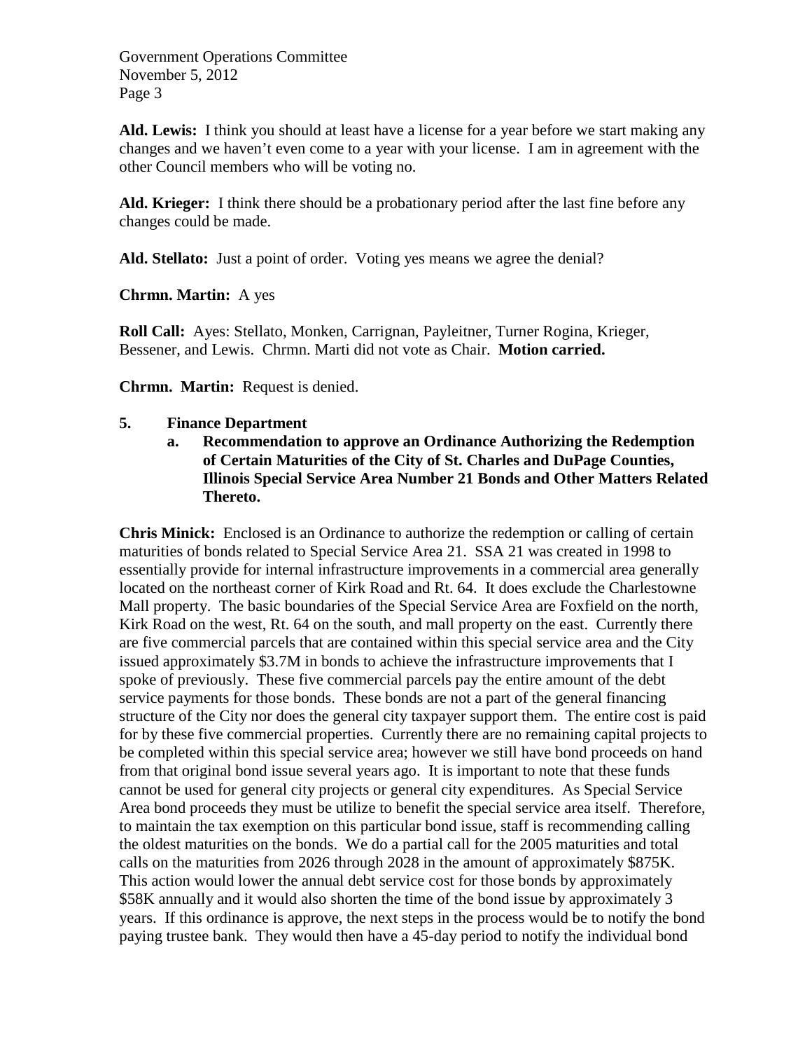**Ald. Lewis:** I think you should at least have a license for a year before we start making any changes and we haven't even come to a year with your license. I am in agreement with the other Council members who will be voting no.

**Ald. Krieger:** I think there should be a probationary period after the last fine before any changes could be made.

**Ald. Stellato:** Just a point of order. Voting yes means we agree the denial?

**Chrmn. Martin:** A yes

**Roll Call:** Ayes: Stellato, Monken, Carrignan, Payleitner, Turner Rogina, Krieger, Bessener, and Lewis. Chrmn. Marti did not vote as Chair. **Motion carried.**

**Chrmn. Martin:** Request is denied.

**5. Finance Department**

**a. Recommendation to approve an Ordinance Authorizing the Redemption of Certain Maturities of the City of St. Charles and DuPage Counties, Illinois Special Service Area Number 21 Bonds and Other Matters Related Thereto.**

**Chris Minick:** Enclosed is an Ordinance to authorize the redemption or calling of certain maturities of bonds related to Special Service Area 21. SSA 21 was created in 1998 to essentially provide for internal infrastructure improvements in a commercial area generally located on the northeast corner of Kirk Road and Rt. 64. It does exclude the Charlestowne Mall property. The basic boundaries of the Special Service Area are Foxfield on the north, Kirk Road on the west, Rt. 64 on the south, and mall property on the east. Currently there are five commercial parcels that are contained within this special service area and the City issued approximately $3.7M in bonds to achieve the infrastructure improvements that I spoke of previously. These five commercial parcels pay the entire amount of the debt service payments for those bonds. These bonds are not a part of the general financing structure of the City nor does the general city taxpayer support them. The entire cost is paid for by these five commercial properties. Currently there are no remaining capital projects to be completed within this special service area; however we still have bond proceeds on hand from that original bond issue several years ago. It is important to note that these funds cannot be used for general city projects or general city expenditures. As Special Service Area bond proceeds they must be utilize to benefit the special service area itself. Therefore, to maintain the tax exemption on this particular bond issue, staff is recommending calling the oldest maturities on the bonds. We do a partial call for the 2005 maturities and total calls on the maturities from 2026 through 2028 in the amount of approximately $875K. This action would lower the annual debt service cost for those bonds by approximately $58K annually and it would also shorten the time of the bond issue by approximately 3 years. If this ordinance is approve, the next steps in the process would be to notify the bond paying trustee bank. They would then have a 45-day period to notify the individual bond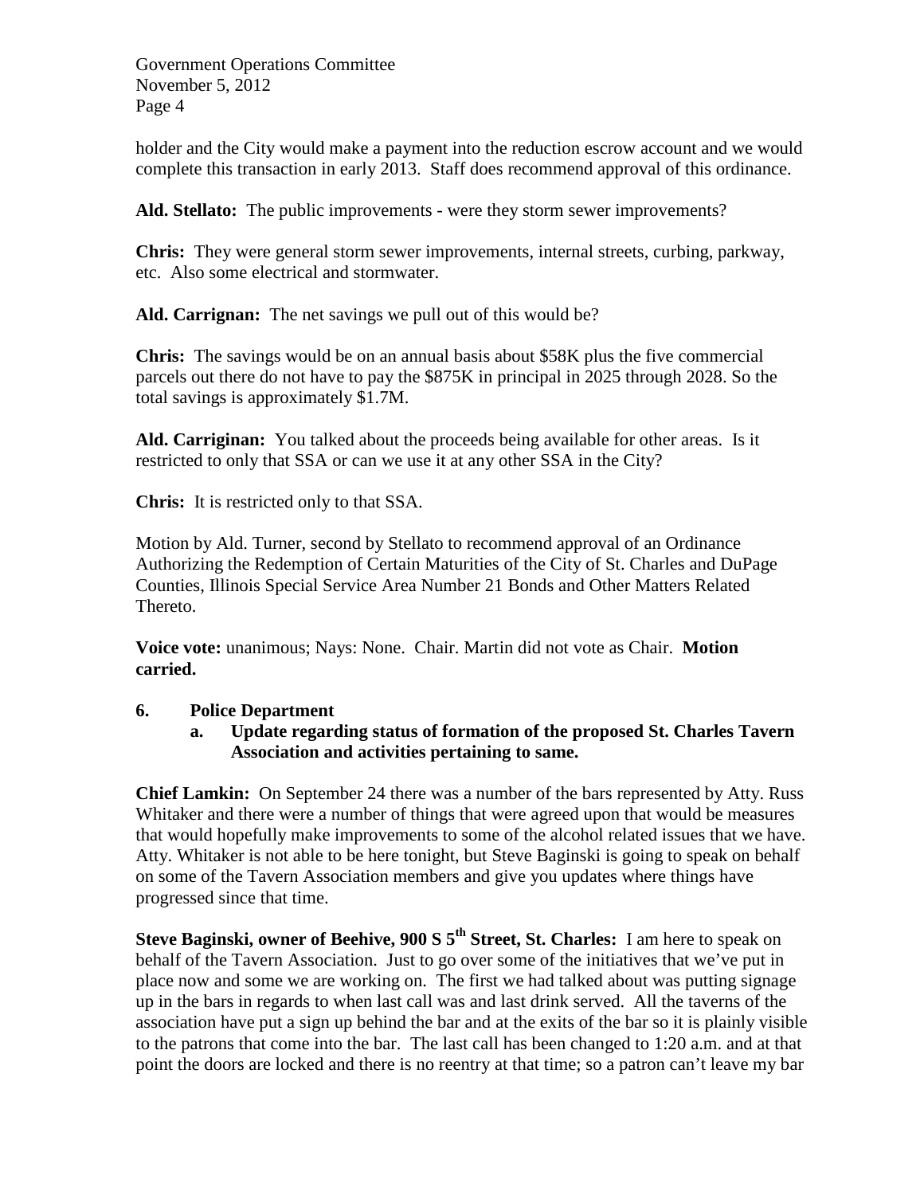holder and the City would make a payment into the reduction escrow account and we would complete this transaction in early 2013. Staff does recommend approval of this ordinance.

**Ald. Stellato:** The public improvements - were they storm sewer improvements?

**Chris:** They were general storm sewer improvements, internal streets, curbing, parkway, etc. Also some electrical and stormwater.

**Ald. Carrignan:** The net savings we pull out of this would be?

**Chris:** The savings would be on an annual basis about $58K plus the five commercial parcels out there do not have to pay the $875K in principal in 2025 through 2028. So the total savings is approximately $1.7M.

**Ald. Carriginan:** You talked about the proceeds being available for other areas. Is it restricted to only that SSA or can we use it at any other SSA in the City?

**Chris:** It is restricted only to that SSA.

Motion by Ald. Turner, second by Stellato to recommend approval of an Ordinance Authorizing the Redemption of Certain Maturities of the City of St. Charles and DuPage Counties, Illinois Special Service Area Number 21 Bonds and Other Matters Related Thereto.

**Voice vote:** unanimous; Nays: None. Chair. Martin did not vote as Chair. **Motion carried.**

**6. Police Department**

**a. Update regarding status of formation of the proposed St. Charles Tavern Association and activities pertaining to same.**

**Chief Lamkin:** On September 24 there was a number of the bars represented by Atty. Russ Whitaker and there were a number of things that were agreed upon that would be measures that would hopefully make improvements to some of the alcohol related issues that we have. Atty. Whitaker is not able to be here tonight, but Steve Baginski is going to speak on behalf on some of the Tavern Association members and give you updates where things have progressed since that time.

**Steve Baginski, owner of Beehive, 900 S 5th Street, St. Charles:** I am here to speak on behalf of the Tavern Association. Just to go over some of the initiatives that we've put in place now and some we are working on. The first we had talked about was putting signage up in the bars in regards to when last call was and last drink served. All the taverns of the association have put a sign up behind the bar and at the exits of the bar so it is plainly visible to the patrons that come into the bar. The last call has been changed to 1:20 a.m. and at that point the doors are locked and there is no reentry at that time; so a patron can't leave my bar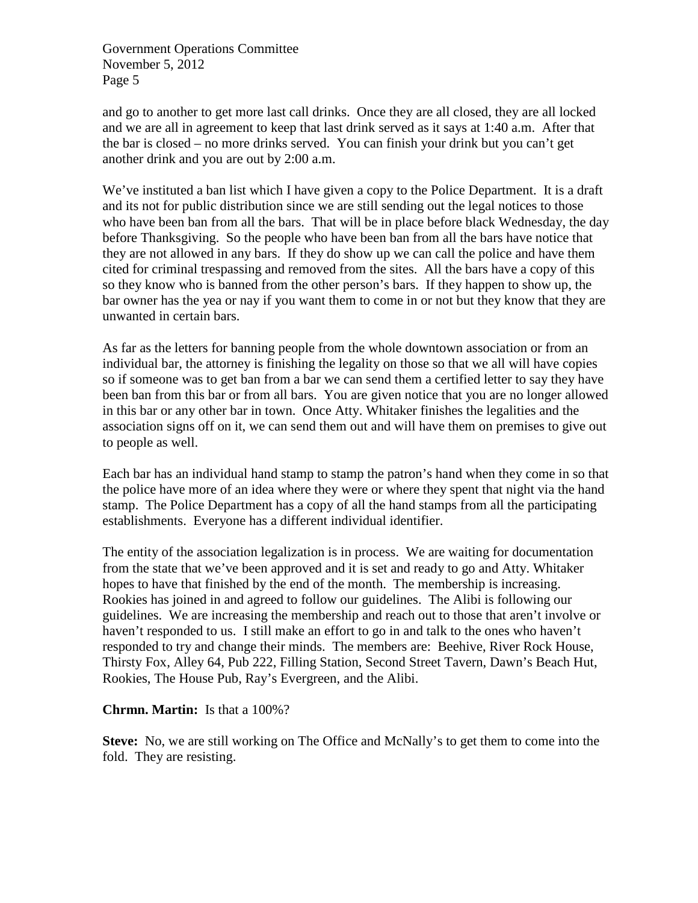and go to another to get more last call drinks. Once they are all closed, they are all locked and we are all in agreement to keep that last drink served as it says at 1:40 a.m. After that the bar is closed – no more drinks served. You can finish your drink but you can't get another drink and you are out by 2:00 a.m.

We've instituted a ban list which I have given a copy to the Police Department. It is a draft and its not for public distribution since we are still sending out the legal notices to those who have been ban from all the bars. That will be in place before black Wednesday, the day before Thanksgiving. So the people who have been ban from all the bars have notice that they are not allowed in any bars. If they do show up we can call the police and have them cited for criminal trespassing and removed from the sites. All the bars have a copy of this so they know who is banned from the other person's bars. If they happen to show up, the bar owner has the yea or nay if you want them to come in or not but they know that they are unwanted in certain bars.

As far as the letters for banning people from the whole downtown association or from an individual bar, the attorney is finishing the legality on those so that we all will have copies so if someone was to get ban from a bar we can send them a certified letter to say they have been ban from this bar or from all bars. You are given notice that you are no longer allowed in this bar or any other bar in town. Once Atty. Whitaker finishes the legalities and the association signs off on it, we can send them out and will have them on premises to give out to people as well.

Each bar has an individual hand stamp to stamp the patron's hand when they come in so that the police have more of an idea where they were or where they spent that night via the hand stamp. The Police Department has a copy of all the hand stamps from all the participating establishments. Everyone has a different individual identifier.

The entity of the association legalization is in process. We are waiting for documentation from the state that we've been approved and it is set and ready to go and Atty. Whitaker hopes to have that finished by the end of the month. The membership is increasing. Rookies has joined in and agreed to follow our guidelines. The Alibi is following our guidelines. We are increasing the membership and reach out to those that aren't involve or haven't responded to us. I still make an effort to go in and talk to the ones who haven't responded to try and change their minds. The members are: Beehive, River Rock House, Thirsty Fox, Alley 64, Pub 222, Filling Station, Second Street Tavern, Dawn's Beach Hut, Rookies, The House Pub, Ray's Evergreen, and the Alibi.

**Chrmn. Martin:** Is that a 100%?

**Steve:** No, we are still working on The Office and McNally's to get them to come into the fold. They are resisting.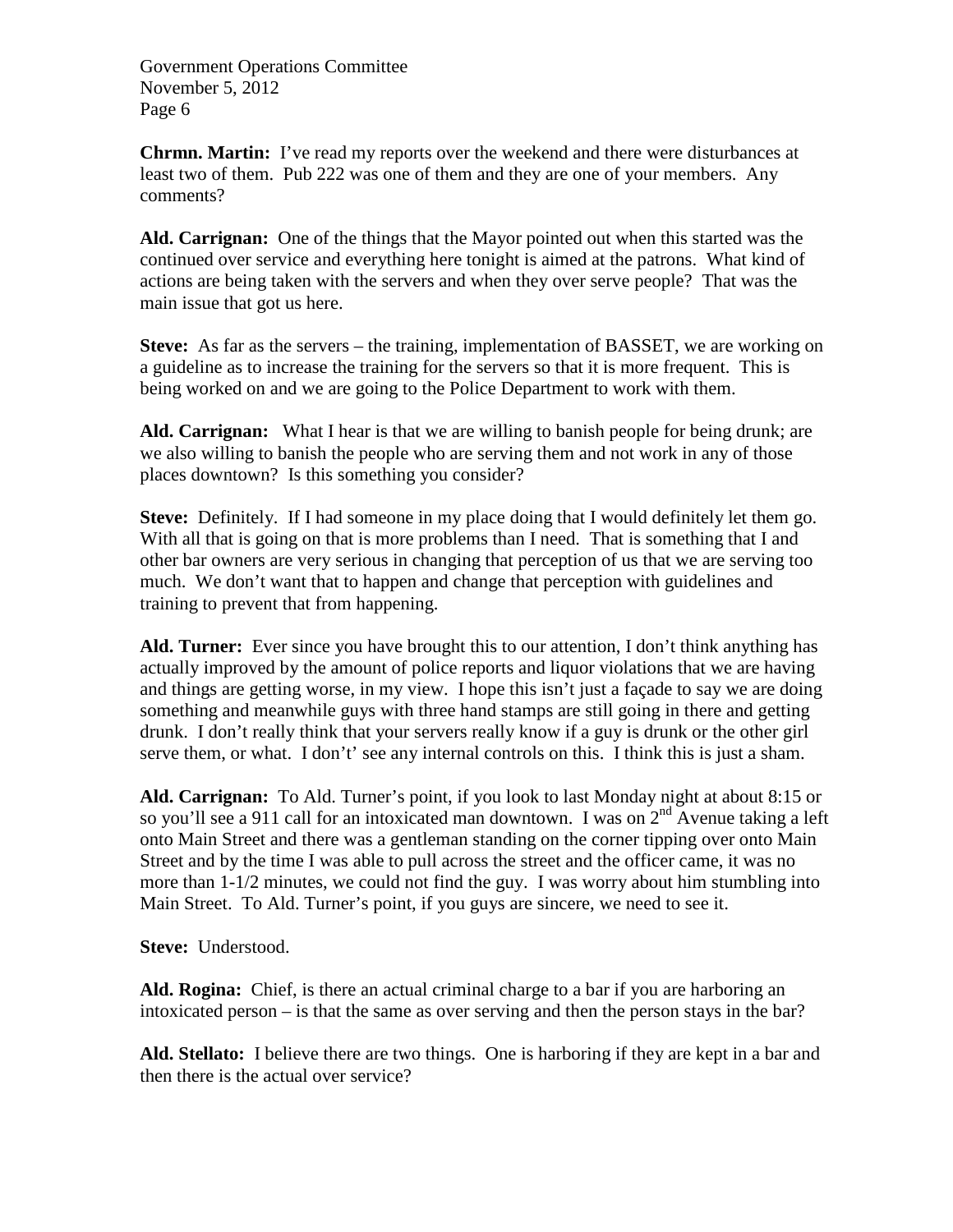**Chrmn. Martin:** I've read my reports over the weekend and there were disturbances at least two of them. Pub 222 was one of them and they are one of your members. Any comments?

**Ald. Carrignan:** One of the things that the Mayor pointed out when this started was the continued over service and everything here tonight is aimed at the patrons. What kind of actions are being taken with the servers and when they over serve people? That was the main issue that got us here.

**Steve:** As far as the servers – the training, implementation of BASSET, we are working on a guideline as to increase the training for the servers so that it is more frequent. This is being worked on and we are going to the Police Department to work with them.

**Ald. Carrignan:** What I hear is that we are willing to banish people for being drunk; are we also willing to banish the people who are serving them and not work in any of those places downtown? Is this something you consider?

**Steve:** Definitely. If I had someone in my place doing that I would definitely let them go. With all that is going on that is more problems than I need. That is something that I and other bar owners are very serious in changing that perception of us that we are serving too much. We don't want that to happen and change that perception with guidelines and training to prevent that from happening.

**Ald. Turner:** Ever since you have brought this to our attention, I don't think anything has actually improved by the amount of police reports and liquor violations that we are having and things are getting worse, in my view. I hope this isn't just a façade to say we are doing something and meanwhile guys with three hand stamps are still going in there and getting drunk. I don't really think that your servers really know if a guy is drunk or the other girl serve them, or what. I don't' see any internal controls on this. I think this is just a sham.

**Ald. Carrignan:** To Ald. Turner's point, if you look to last Monday night at about 8:15 or so you'll see a 911 call for an intoxicated man downtown. I was on 2nd Avenue taking a left onto Main Street and there was a gentleman standing on the corner tipping over onto Main Street and by the time I was able to pull across the street and the officer came, it was no more than 1-1/2 minutes, we could not find the guy. I was worry about him stumbling into Main Street. To Ald. Turner's point, if you guys are sincere, we need to see it.

**Steve:** Understood.

**Ald. Rogina:** Chief, is there an actual criminal charge to a bar if you are harboring an intoxicated person – is that the same as over serving and then the person stays in the bar?

**Ald. Stellato:** I believe there are two things. One is harboring if they are kept in a bar and then there is the actual over service?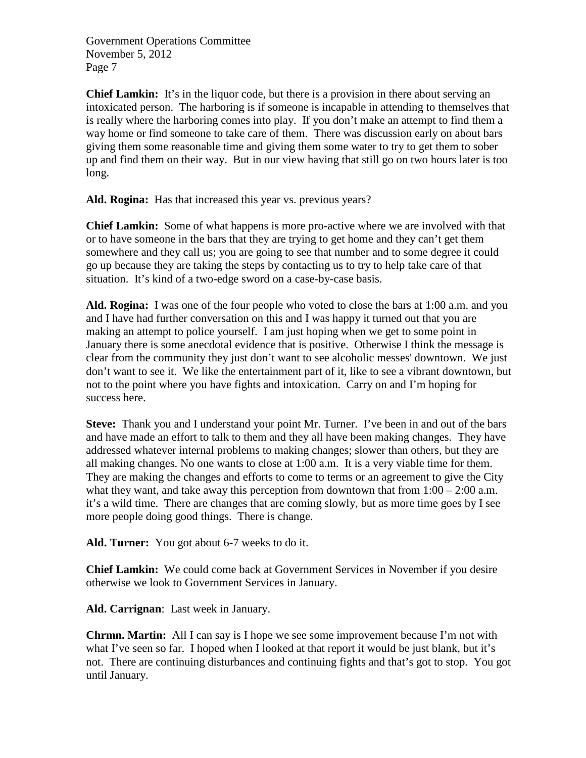**Chief Lamkin:** It's in the liquor code, but there is a provision in there about serving an intoxicated person. The harboring is if someone is incapable in attending to themselves that is really where the harboring comes into play. If you don't make an attempt to find them a way home or find someone to take care of them. There was discussion early on about bars giving them some reasonable time and giving them some water to try to get them to sober up and find them on their way. But in our view having that still go on two hours later is too long.

**Ald. Rogina:** Has that increased this year vs. previous years?

**Chief Lamkin:** Some of what happens is more pro-active where we are involved with that or to have someone in the bars that they are trying to get home and they can't get them somewhere and they call us; you are going to see that number and to some degree it could go up because they are taking the steps by contacting us to try to help take care of that situation. It's kind of a two-edge sword on a case-by-case basis.

**Ald. Rogina:** I was one of the four people who voted to close the bars at 1:00 a.m. and you and I have had further conversation on this and I was happy it turned out that you are making an attempt to police yourself. I am just hoping when we get to some point in January there is some anecdotal evidence that is positive. Otherwise I think the message is clear from the community they just don't want to see alcoholic messes' downtown. We just don't want to see it. We like the entertainment part of it, like to see a vibrant downtown, but not to the point where you have fights and intoxication. Carry on and I'm hoping for success here.

**Steve:** Thank you and I understand your point Mr. Turner. I've been in and out of the bars and have made an effort to talk to them and they all have been making changes. They have addressed whatever internal problems to making changes; slower than others, but they are all making changes. No one wants to close at 1:00 a.m. It is a very viable time for them. They are making the changes and efforts to come to terms or an agreement to give the City what they want, and take away this perception from downtown that from 1:00 – 2:00 a.m. it's a wild time. There are changes that are coming slowly, but as more time goes by I see more people doing good things. There is change.

**Ald. Turner:** You got about 6-7 weeks to do it.

**Chief Lamkin:** We could come back at Government Services in November if you desire otherwise we look to Government Services in January.

**Ald. Carrignan**: Last week in January.

**Chrmn. Martin:** All I can say is I hope we see some improvement because I'm not with what I've seen so far. I hoped when I looked at that report it would be just blank, but it's not. There are continuing disturbances and continuing fights and that's got to stop. You got until January.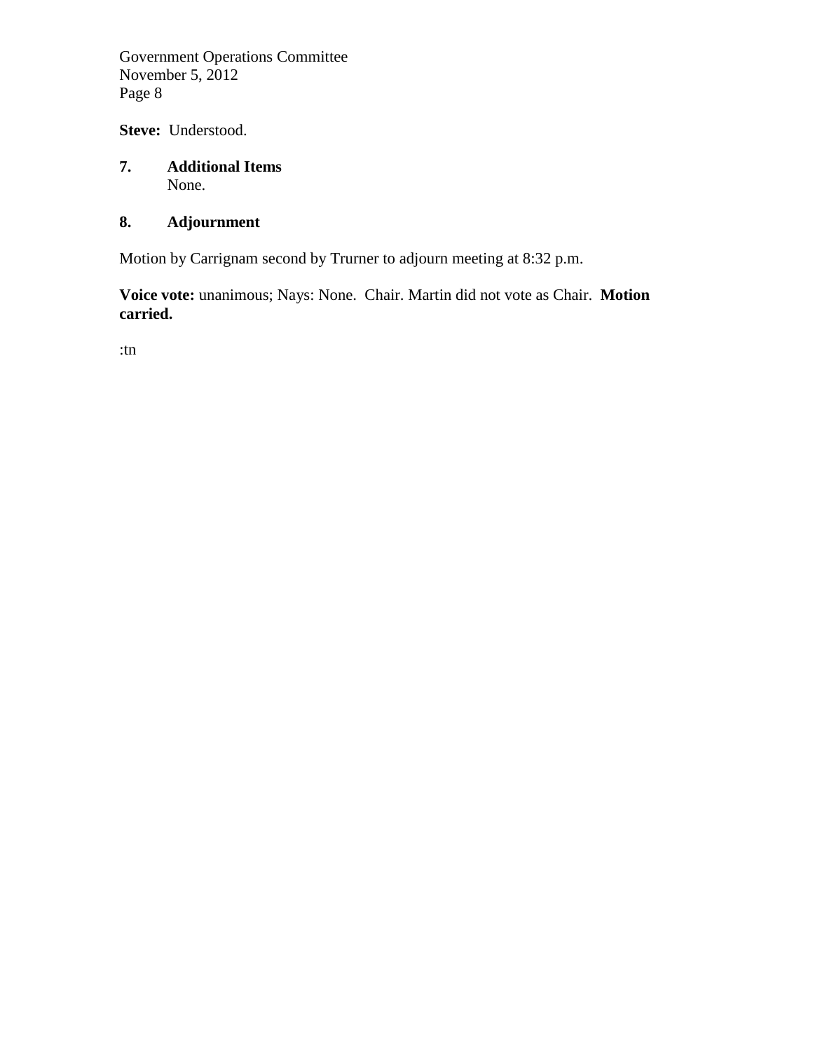**Steve:** Understood.

**7. Additional Items**

None.

**8. Adjournment**

Motion by Carrignam second by Trurner to adjourn meeting at 8:32 p.m.

**Voice vote:** unanimous; Nays: None. Chair. Martin did not vote as Chair. **Motion carried.**

:tn